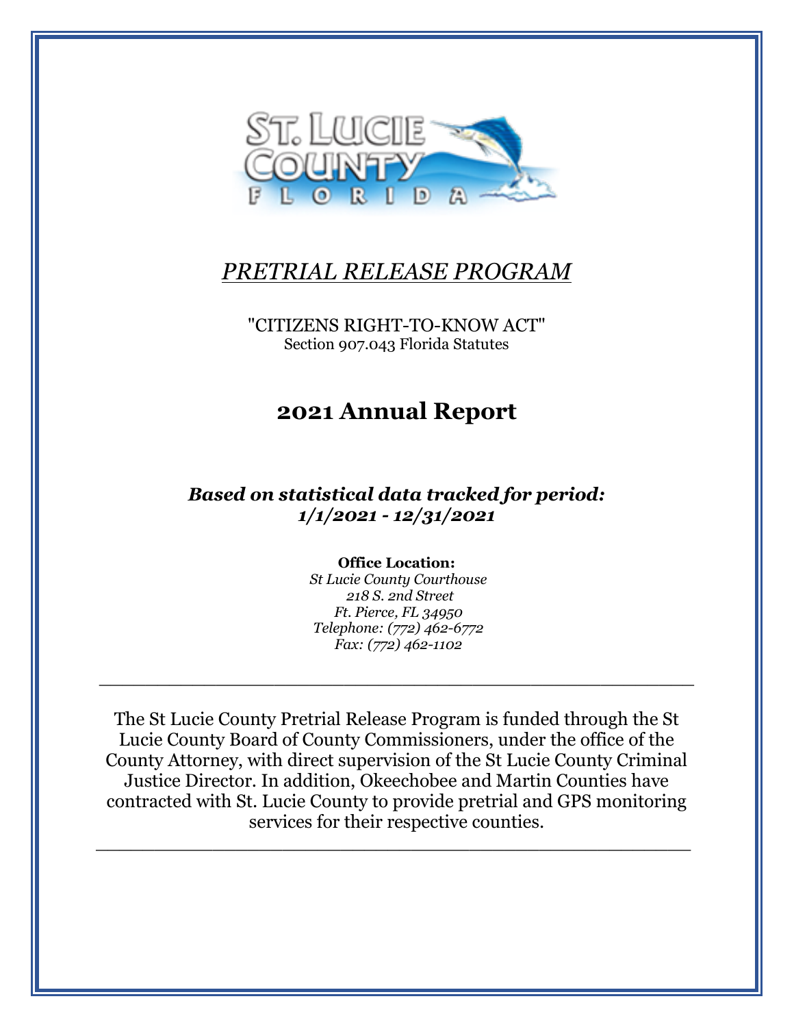# *PRETRIAL RELEASE PROGRAM*

"CITIZENS RIGHT-TO-KNOW ACT"
Section 907.043 Florida Statutes

## 2021 Annual Report

***Based on statistical data tracked for period: 1/1/2021 - 12/31/2021***

**Office Location:**
*St Lucie County Courthouse*
*218 S. 2nd Street*
*Ft. Pierce, FL 34950*
*Telephone: (772) 462-6772*
*Fax: (772) 462-1102*

---

The St Lucie County Pretrial Release Program is funded through the St Lucie County Board of County Commissioners, under the office of the County Attorney, with direct supervision of the St Lucie County Criminal Justice Director. In addition, Okeechobee and Martin Counties have contracted with St. Lucie County to provide pretrial and GPS monitoring services for their respective counties.

---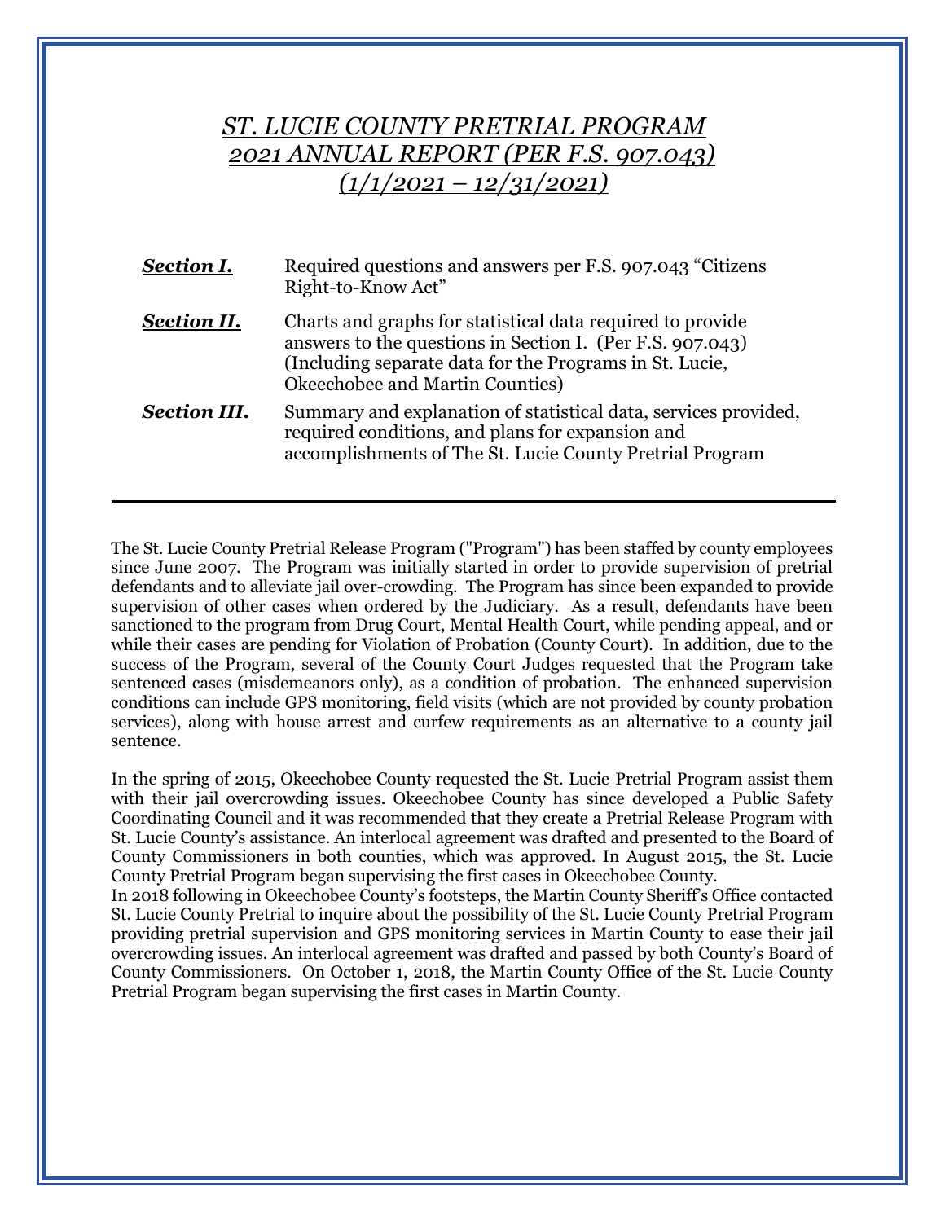# *ST. LUCIE COUNTY PRETRIAL PROGRAM*
# *2021 ANNUAL REPORT (PER F.S. 907.043)*
# *(1/1/2021 – 12/31/2021)*

| | |
|---|---|
| ***Section I.*** | Required questions and answers per F.S. 907.043 "Citizens Right-to-Know Act" |
| ***Section II.*** | Charts and graphs for statistical data required to provide answers to the questions in Section I. (Per F.S. 907.043) (Including separate data for the Programs in St. Lucie, Okeechobee and Martin Counties) |
| ***Section III.*** | Summary and explanation of statistical data, services provided, required conditions, and plans for expansion and accomplishments of The St. Lucie County Pretrial Program |

---

The St. Lucie County Pretrial Release Program ("Program") has been staffed by county employees since June 2007. The Program was initially started in order to provide supervision of pretrial defendants and to alleviate jail over-crowding. The Program has since been expanded to provide supervision of other cases when ordered by the Judiciary. As a result, defendants have been sanctioned to the program from Drug Court, Mental Health Court, while pending appeal, and or while their cases are pending for Violation of Probation (County Court). In addition, due to the success of the Program, several of the County Court Judges requested that the Program take sentenced cases (misdemeanors only), as a condition of probation. The enhanced supervision conditions can include GPS monitoring, field visits (which are not provided by county probation services), along with house arrest and curfew requirements as an alternative to a county jail sentence.

In the spring of 2015, Okeechobee County requested the St. Lucie Pretrial Program assist them with their jail overcrowding issues. Okeechobee County has since developed a Public Safety Coordinating Council and it was recommended that they create a Pretrial Release Program with St. Lucie County's assistance. An interlocal agreement was drafted and presented to the Board of County Commissioners in both counties, which was approved. In August 2015, the St. Lucie County Pretrial Program began supervising the first cases in Okeechobee County.

In 2018 following in Okeechobee County's footsteps, the Martin County Sheriff's Office contacted St. Lucie County Pretrial to inquire about the possibility of the St. Lucie County Pretrial Program providing pretrial supervision and GPS monitoring services in Martin County to ease their jail overcrowding issues. An interlocal agreement was drafted and passed by both County's Board of County Commissioners. On October 1, 2018, the Martin County Office of the St. Lucie County Pretrial Program began supervising the first cases in Martin County.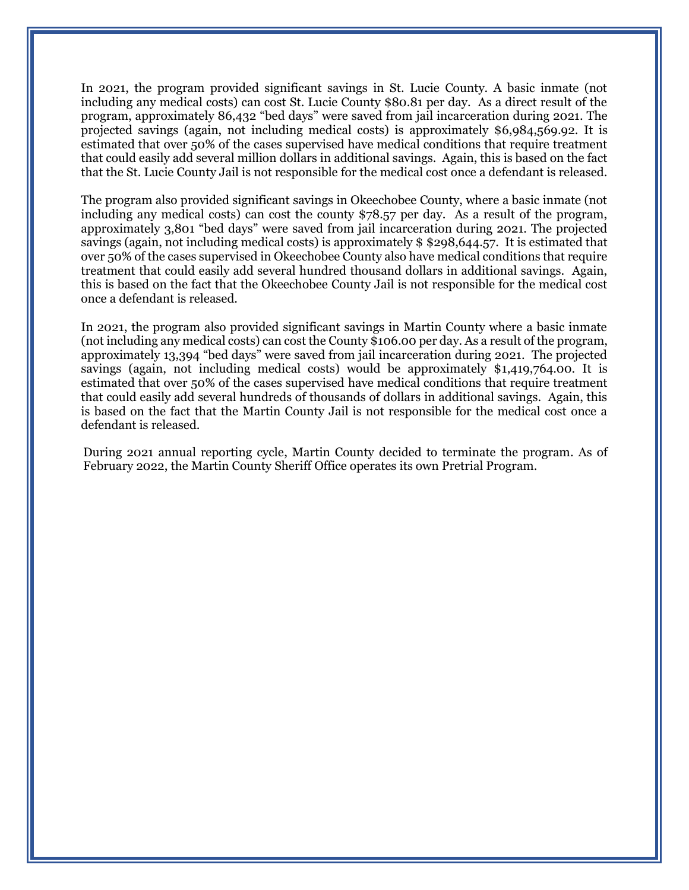In 2021, the program provided significant savings in St. Lucie County. A basic inmate (not including any medical costs) can cost St. Lucie County $80.81 per day. As a direct result of the program, approximately 86,432 "bed days" were saved from jail incarceration during 2021. The projected savings (again, not including medical costs) is approximately $6,984,569.92. It is estimated that over 50% of the cases supervised have medical conditions that require treatment that could easily add several million dollars in additional savings. Again, this is based on the fact that the St. Lucie County Jail is not responsible for the medical cost once a defendant is released.

The program also provided significant savings in Okeechobee County, where a basic inmate (not including any medical costs) can cost the county $78.57 per day. As a result of the program, approximately 3,801 "bed days" were saved from jail incarceration during 2021. The projected savings (again, not including medical costs) is approximately $ $298,644.57. It is estimated that over 50% of the cases supervised in Okeechobee County also have medical conditions that require treatment that could easily add several hundred thousand dollars in additional savings. Again, this is based on the fact that the Okeechobee County Jail is not responsible for the medical cost once a defendant is released.

In 2021, the program also provided significant savings in Martin County where a basic inmate (not including any medical costs) can cost the County $106.00 per day. As a result of the program, approximately 13,394 "bed days" were saved from jail incarceration during 2021. The projected savings (again, not including medical costs) would be approximately $1,419,764.00. It is estimated that over 50% of the cases supervised have medical conditions that require treatment that could easily add several hundreds of thousands of dollars in additional savings. Again, this is based on the fact that the Martin County Jail is not responsible for the medical cost once a defendant is released.

During 2021 annual reporting cycle, Martin County decided to terminate the program. As of February 2022, the Martin County Sheriff Office operates its own Pretrial Program.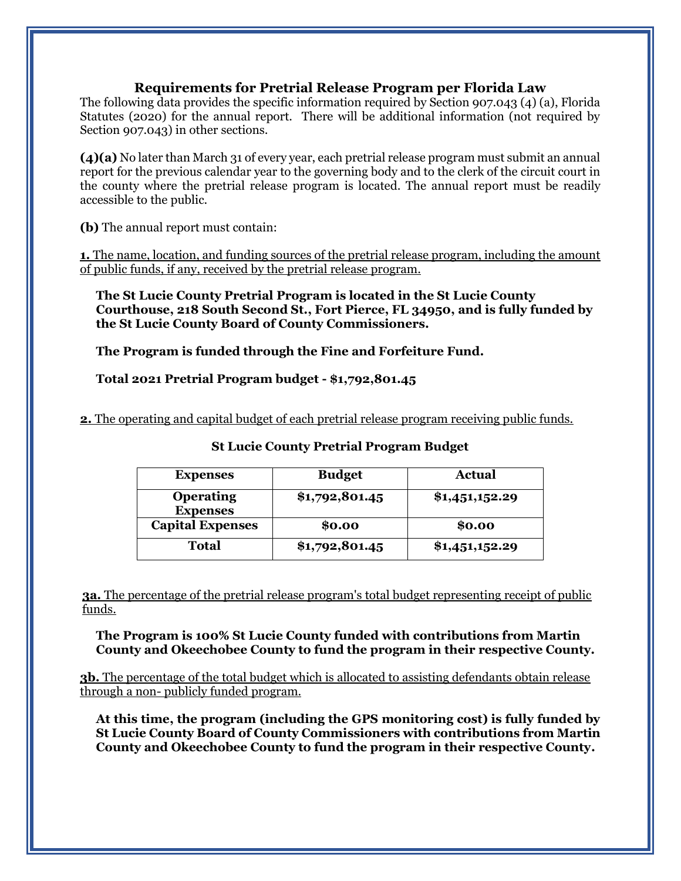## Requirements for Pretrial Release Program per Florida Law

The following data provides the specific information required by Section 907.043 (4) (a), Florida Statutes (2020) for the annual report. There will be additional information (not required by Section 907.043) in other sections.

**(4)(a)** No later than March 31 of every year, each pretrial release program must submit an annual report for the previous calendar year to the governing body and to the clerk of the circuit court in the county where the pretrial release program is located. The annual report must be readily accessible to the public.

**(b)** The annual report must contain:

**1.** The name, location, and funding sources of the pretrial release program, including the amount of public funds, if any, received by the pretrial release program.

**The St Lucie County Pretrial Program is located in the St Lucie County Courthouse, 218 South Second St., Fort Pierce, FL 34950, and is fully funded by the St Lucie County Board of County Commissioners.**

**The Program is funded through the Fine and Forfeiture Fund.**

**Total 2021 Pretrial Program budget - $1,792,801.45**

**2.** The operating and capital budget of each pretrial release program receiving public funds.

**St Lucie County Pretrial Program Budget**

| Expenses | Budget | Actual |
|---|---|---|
| **Operating Expenses** | **$1,792,801.45** | **$1,451,152.29** |
| **Capital Expenses** | **$0.00** | **$0.00** |
| **Total** | **$1,792,801.45** | **$1,451,152.29** |

**3a.** The percentage of the pretrial release program's total budget representing receipt of public funds.

**The Program is 100% St Lucie County funded with contributions from Martin County and Okeechobee County to fund the program in their respective County.**

**3b.** The percentage of the total budget which is allocated to assisting defendants obtain release through a non- publicly funded program.

**At this time, the program (including the GPS monitoring cost) is fully funded by St Lucie County Board of County Commissioners with contributions from Martin County and Okeechobee County to fund the program in their respective County.**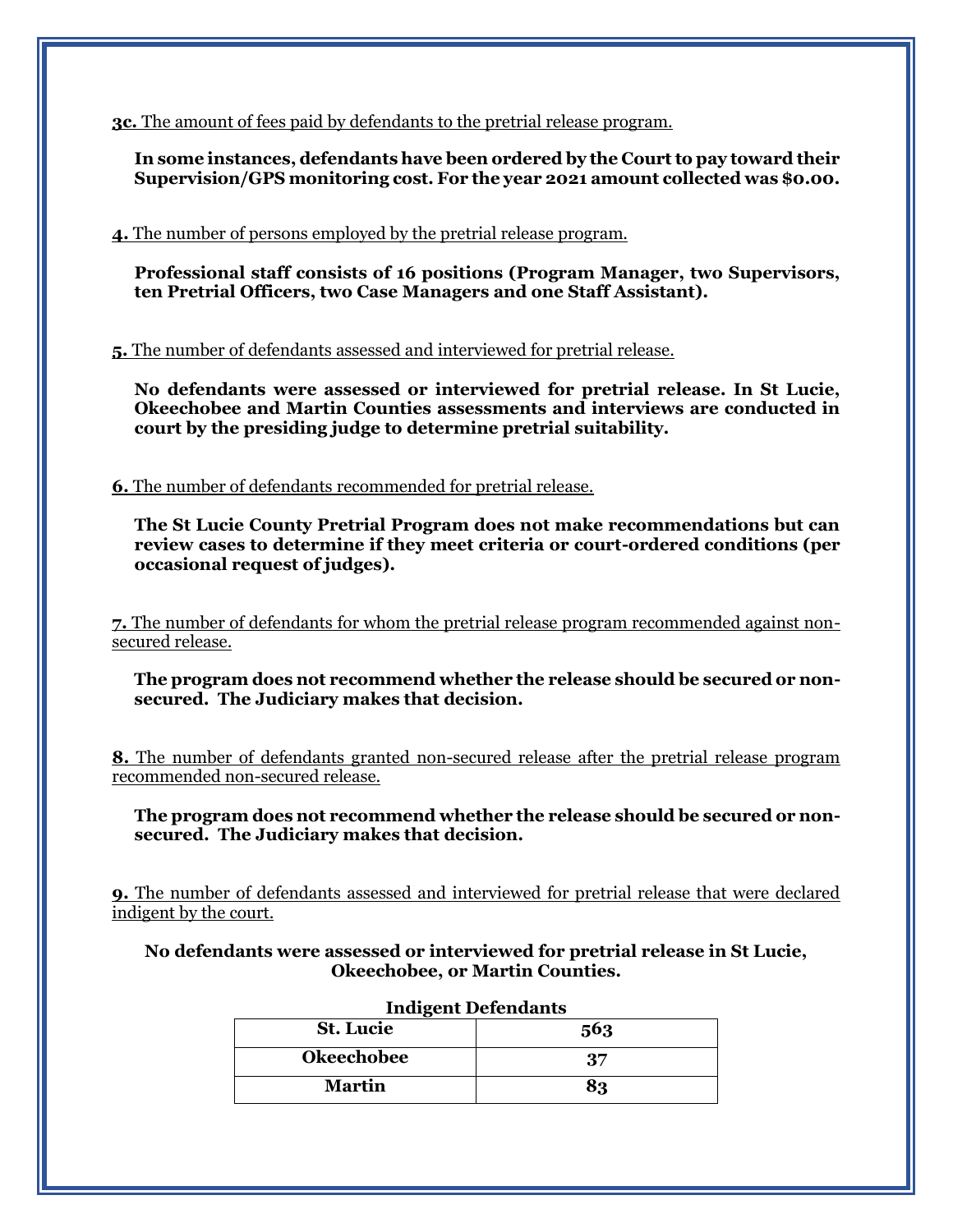<u>**3c.** The amount of fees paid by defendants to the pretrial release program.</u>

**In some instances, defendants have been ordered by the Court to pay toward their Supervision/GPS monitoring cost. For the year 2021 amount collected was $0.00.**

<u>**4.** The number of persons employed by the pretrial release program.</u>

**Professional staff consists of 16 positions (Program Manager, two Supervisors, ten Pretrial Officers, two Case Managers and one Staff Assistant).**

<u>**5.** The number of defendants assessed and interviewed for pretrial release.</u>

**No defendants were assessed or interviewed for pretrial release. In St Lucie, Okeechobee and Martin Counties assessments and interviews are conducted in court by the presiding judge to determine pretrial suitability.**

<u>**6.** The number of defendants recommended for pretrial release.</u>

**The St Lucie County Pretrial Program does not make recommendations but can review cases to determine if they meet criteria or court-ordered conditions (per occasional request of judges).**

<u>**7.** The number of defendants for whom the pretrial release program recommended against non-secured release.</u>

**The program does not recommend whether the release should be secured or non-secured. The Judiciary makes that decision.**

<u>**8.** The number of defendants granted non-secured release after the pretrial release program recommended non-secured release.</u>

**The program does not recommend whether the release should be secured or non-secured. The Judiciary makes that decision.**

<u>**9.** The number of defendants assessed and interviewed for pretrial release that were declared indigent by the court.</u>

**No defendants were assessed or interviewed for pretrial release in St Lucie, Okeechobee, or Martin Counties.**

**Indigent Defendants**

| | |
|---|---|
| **St. Lucie** | **563** |
| **Okeechobee** | **37** |
| **Martin** | **83** |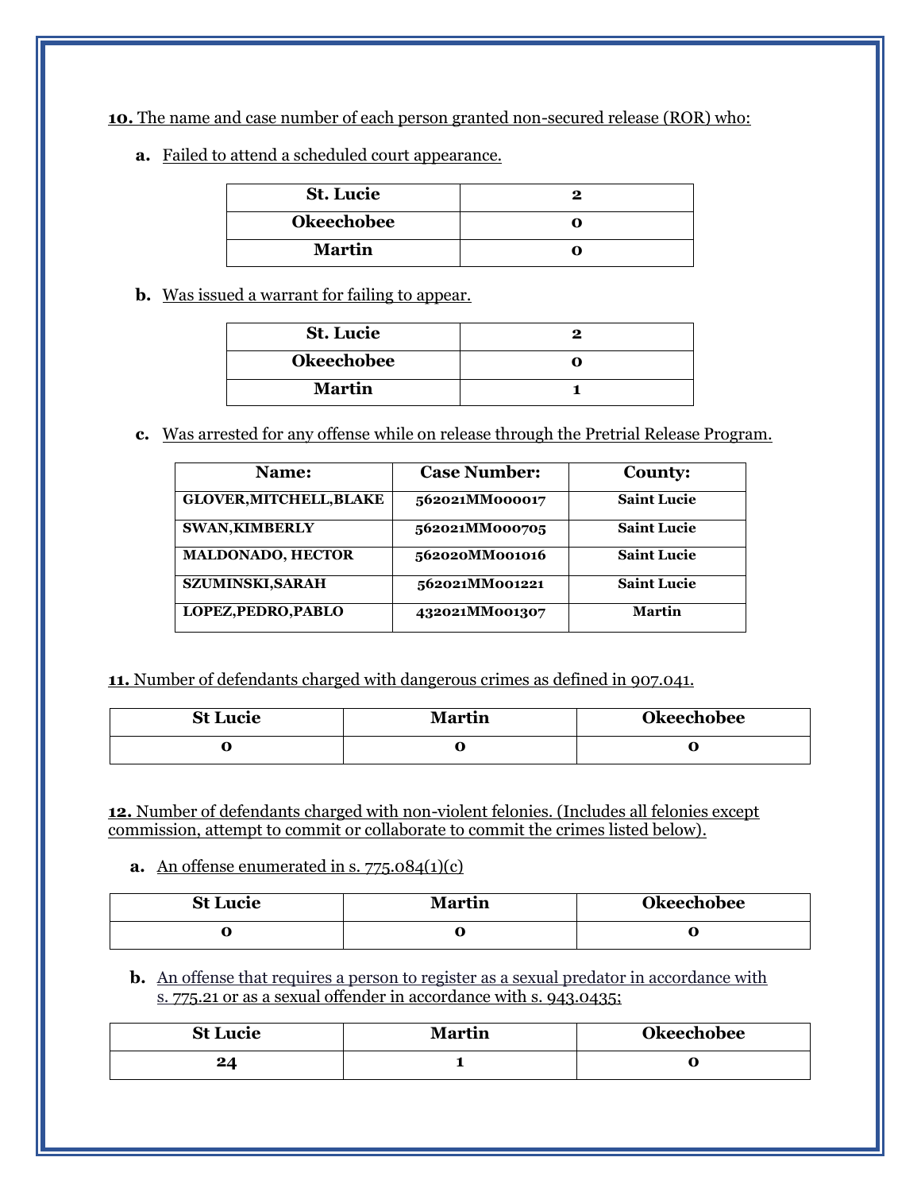**10.** The name and case number of each person granted non-secured release (ROR) who:

**a.** Failed to attend a scheduled court appearance.

| St. Lucie | 2 |
|---|---|
| Okeechobee | 0 |
| Martin | 0 |

**b.** Was issued a warrant for failing to appear.

| St. Lucie | 2 |
|---|---|
| Okeechobee | 0 |
| Martin | 1 |

**c.** Was arrested for any offense while on release through the Pretrial Release Program.

| Name: | Case Number: | County: |
|---|---|---|
| GLOVER,MITCHELL,BLAKE | 562021MM000017 | Saint Lucie |
| SWAN,KIMBERLY | 562021MM000705 | Saint Lucie |
| MALDONADO, HECTOR | 562020MM001016 | Saint Lucie |
| SZUMINSKI,SARAH | 562021MM001221 | Saint Lucie |
| LOPEZ,PEDRO,PABLO | 432021MM001307 | Martin |

**11.** Number of defendants charged with dangerous crimes as defined in 907.041.

| St Lucie | Martin | Okeechobee |
|---|---|---|
| 0 | 0 | 0 |

**12.** Number of defendants charged with non-violent felonies. (Includes all felonies except commission, attempt to commit or collaborate to commit the crimes listed below).

**a.** An offense enumerated in s. 775.084(1)(c)

| St Lucie | Martin | Okeechobee |
|---|---|---|
| 0 | 0 | 0 |

**b.** An offense that requires a person to register as a sexual predator in accordance with s. 775.21 or as a sexual offender in accordance with s. 943.0435;

| St Lucie | Martin | Okeechobee |
|---|---|---|
| 24 | 1 | 0 |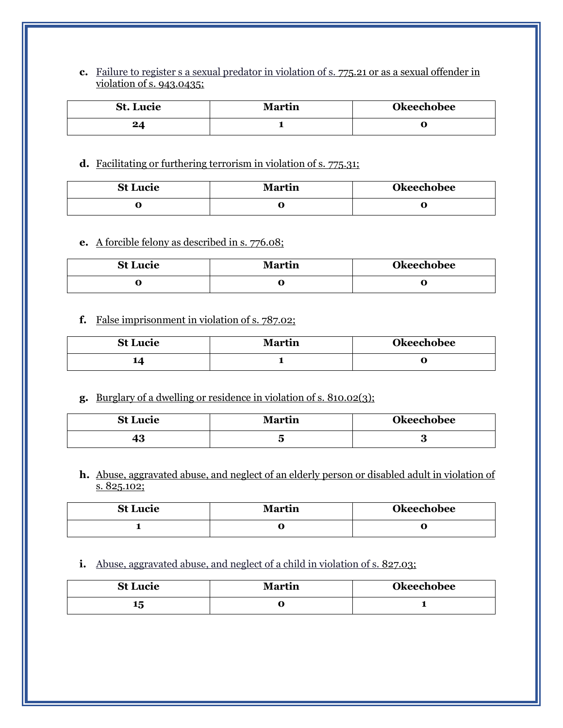**c.** <u>Failure to register s a sexual predator in violation of s. 775.21 or as a sexual offender in violation of s. 943.0435;</u>

| St. Lucie | Martin | Okeechobee |
|---|---|---|
| 24 | 1 | 0 |

**d.** <u>Facilitating or furthering terrorism in violation of s. 775.31;</u>

| St Lucie | Martin | Okeechobee |
|---|---|---|
| 0 | 0 | 0 |

**e.** <u>A forcible felony as described in s. 776.08;</u>

| St Lucie | Martin | Okeechobee |
|---|---|---|
| 0 | 0 | 0 |

**f.** <u>False imprisonment in violation of s. 787.02;</u>

| St Lucie | Martin | Okeechobee |
|---|---|---|
| 14 | 1 | 0 |

**g.** <u>Burglary of a dwelling or residence in violation of s. 810.02(3);</u>

| St Lucie | Martin | Okeechobee |
|---|---|---|
| 43 | 5 | 3 |

**h.** <u>Abuse, aggravated abuse, and neglect of an elderly person or disabled adult in violation of s. 825.102;</u>

| St Lucie | Martin | Okeechobee |
|---|---|---|
| 1 | 0 | 0 |

**i.** <u>Abuse, aggravated abuse, and neglect of a child in violation of s. 827.03;</u>

| St Lucie | Martin | Okeechobee |
|---|---|---|
| 15 | 0 | 1 |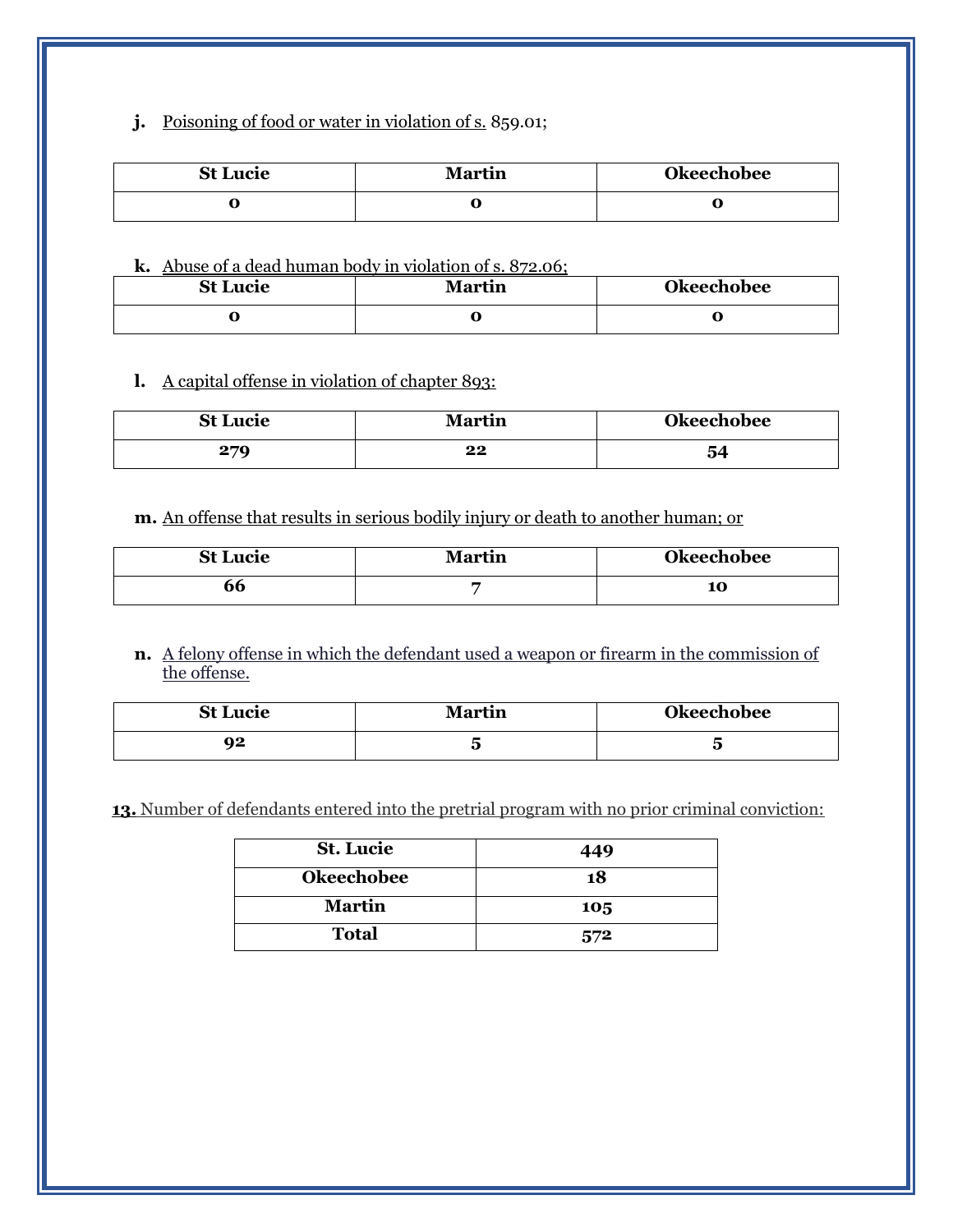**j.** Poisoning of food or water in violation of s. 859.01;

| St Lucie | Martin | Okeechobee |
|---|---|---|
| 0 | 0 | 0 |

**k.** Abuse of a dead human body in violation of s. 872.06;

| St Lucie | Martin | Okeechobee |
|---|---|---|
| 0 | 0 | 0 |

**l.** A capital offense in violation of chapter 893:

| St Lucie | Martin | Okeechobee |
|---|---|---|
| 279 | 22 | 54 |

**m.** An offense that results in serious bodily injury or death to another human; or

| St Lucie | Martin | Okeechobee |
|---|---|---|
| 66 | 7 | 10 |

**n.** A felony offense in which the defendant used a weapon or firearm in the commission of the offense.

| St Lucie | Martin | Okeechobee |
|---|---|---|
| 92 | 5 | 5 |

**13.** Number of defendants entered into the pretrial program with no prior criminal conviction:

| | |
|---|---|
| **St. Lucie** | **449** |
| **Okeechobee** | **18** |
| **Martin** | **105** |
| **Total** | **572** |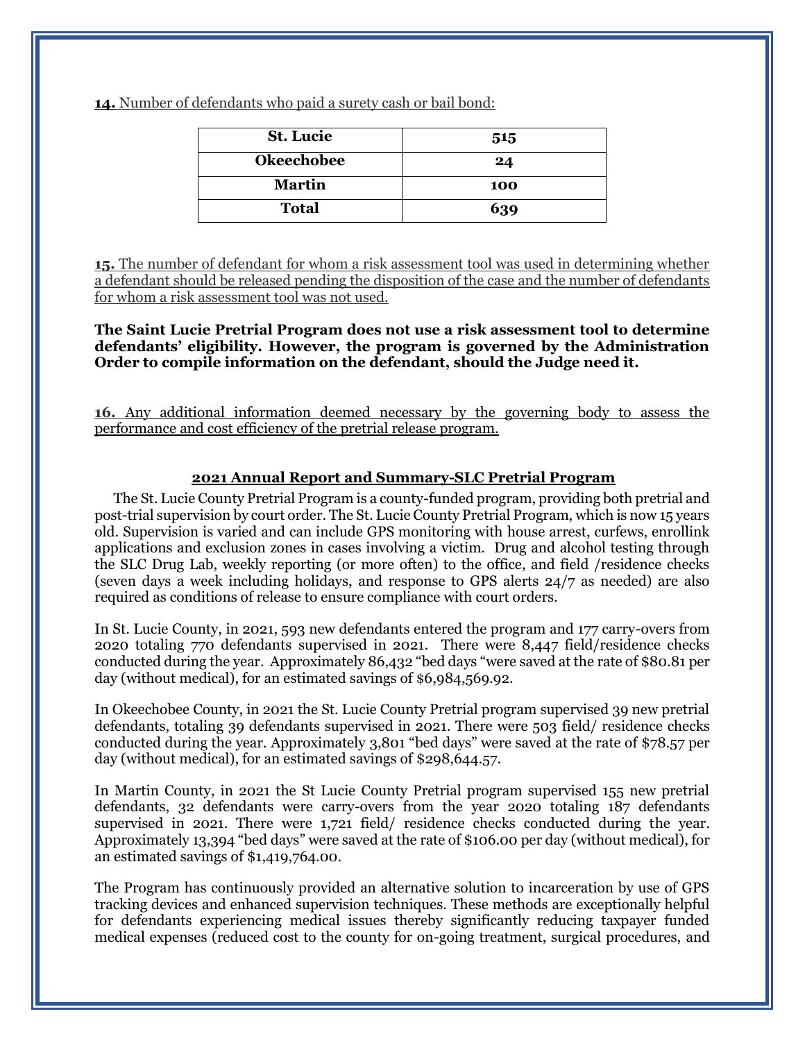**14.** Number of defendants who paid a surety cash or bail bond:

| St. Lucie | 515 |
|---|---|
| Okeechobee | 24 |
| Martin | 100 |
| **Total** | **639** |

**15.** The number of defendant for whom a risk assessment tool was used in determining whether a defendant should be released pending the disposition of the case and the number of defendants for whom a risk assessment tool was not used.

**The Saint Lucie Pretrial Program does not use a risk assessment tool to determine defendants' eligibility. However, the program is governed by the Administration Order to compile information on the defendant, should the Judge need it.**

**16.** Any additional information deemed necessary by the governing body to assess the performance and cost efficiency of the pretrial release program.

## 2021 Annual Report and Summary-SLC Pretrial Program

The St. Lucie County Pretrial Program is a county-funded program, providing both pretrial and post-trial supervision by court order. The St. Lucie County Pretrial Program, which is now 15 years old. Supervision is varied and can include GPS monitoring with house arrest, curfews, enrollink applications and exclusion zones in cases involving a victim. Drug and alcohol testing through the SLC Drug Lab, weekly reporting (or more often) to the office, and field /residence checks (seven days a week including holidays, and response to GPS alerts 24/7 as needed) are also required as conditions of release to ensure compliance with court orders.

In St. Lucie County, in 2021, 593 new defendants entered the program and 177 carry-overs from 2020 totaling 770 defendants supervised in 2021. There were 8,447 field/residence checks conducted during the year. Approximately 86,432 "bed days "were saved at the rate of $80.81 per day (without medical), for an estimated savings of $6,984,569.92.

In Okeechobee County, in 2021 the St. Lucie County Pretrial program supervised 39 new pretrial defendants, totaling 39 defendants supervised in 2021. There were 503 field/ residence checks conducted during the year. Approximately 3,801 "bed days" were saved at the rate of $78.57 per day (without medical), for an estimated savings of $298,644.57.

In Martin County, in 2021 the St Lucie County Pretrial program supervised 155 new pretrial defendants, 32 defendants were carry-overs from the year 2020 totaling 187 defendants supervised in 2021. There were 1,721 field/ residence checks conducted during the year. Approximately 13,394 "bed days" were saved at the rate of $106.00 per day (without medical), for an estimated savings of $1,419,764.00.

The Program has continuously provided an alternative solution to incarceration by use of GPS tracking devices and enhanced supervision techniques. These methods are exceptionally helpful for defendants experiencing medical issues thereby significantly reducing taxpayer funded medical expenses (reduced cost to the county for on-going treatment, surgical procedures, and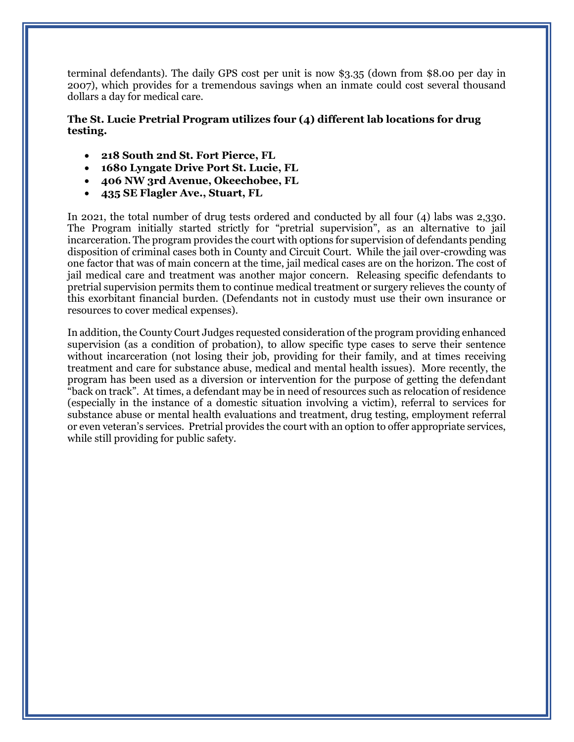terminal defendants). The daily GPS cost per unit is now $3.35 (down from $8.00 per day in 2007), which provides for a tremendous savings when an inmate could cost several thousand dollars a day for medical care.

**The St. Lucie Pretrial Program utilizes four (4) different lab locations for drug testing.**

- **218 South 2nd St. Fort Pierce, FL**
- **1680 Lyngate Drive Port St. Lucie, FL**
- **406 NW 3rd Avenue, Okeechobee, FL**
- **435 SE Flagler Ave., Stuart, FL**

In 2021, the total number of drug tests ordered and conducted by all four (4) labs was 2,330. The Program initially started strictly for "pretrial supervision", as an alternative to jail incarceration. The program provides the court with options for supervision of defendants pending disposition of criminal cases both in County and Circuit Court. While the jail over-crowding was one factor that was of main concern at the time, jail medical cases are on the horizon. The cost of jail medical care and treatment was another major concern. Releasing specific defendants to pretrial supervision permits them to continue medical treatment or surgery relieves the county of this exorbitant financial burden. (Defendants not in custody must use their own insurance or resources to cover medical expenses).

In addition, the County Court Judges requested consideration of the program providing enhanced supervision (as a condition of probation), to allow specific type cases to serve their sentence without incarceration (not losing their job, providing for their family, and at times receiving treatment and care for substance abuse, medical and mental health issues). More recently, the program has been used as a diversion or intervention for the purpose of getting the defendant "back on track". At times, a defendant may be in need of resources such as relocation of residence (especially in the instance of a domestic situation involving a victim), referral to services for substance abuse or mental health evaluations and treatment, drug testing, employment referral or even veteran's services. Pretrial provides the court with an option to offer appropriate services, while still providing for public safety.